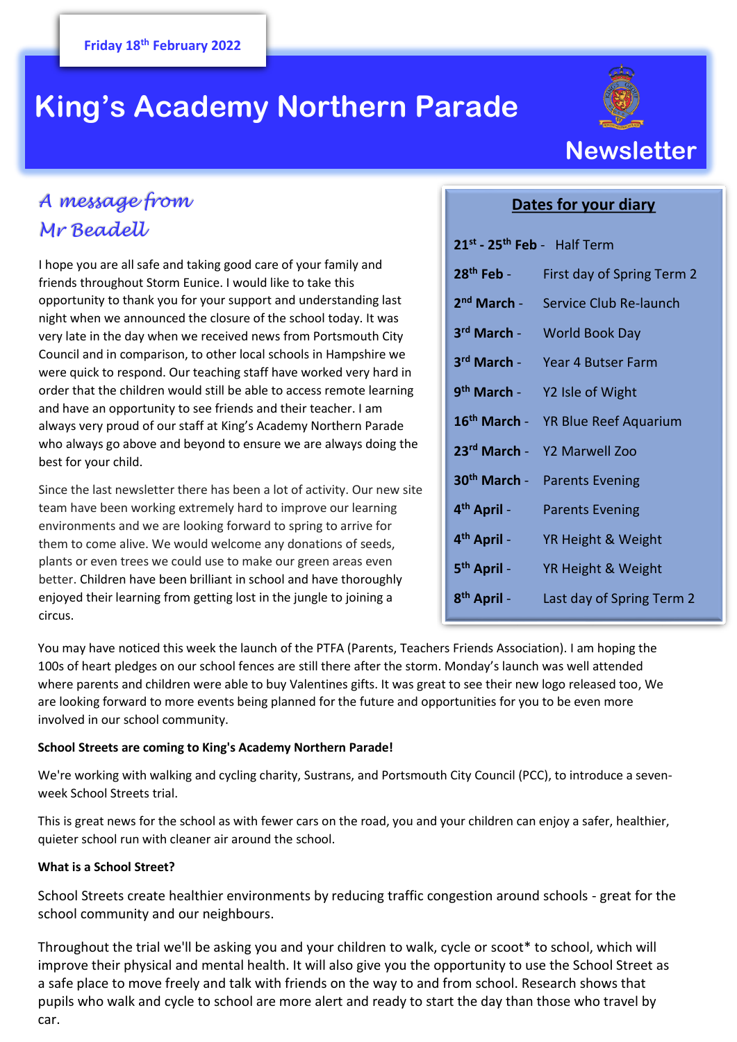Friday 18th February 2022

# King's Academy Northern Parade

## Newsletter

### *A message from Mr Beadell*

I hope you are all safe and taking good care of your family and friends throughout Storm Eunice. I would like to take this opportunity to thank you for your support and understanding last night when we announced the closure of the school today. It was very late in the day when we received news from Portsmouth City Council and in comparison, to other local schools in Hampshire we were quick to respond. Our teaching staff have worked very hard in order that the children would still be able to access remote learning and have an opportunity to see friends and their teacher. I am always very proud of our staff at King's Academy Northern Parade who always go above and beyond to ensure we are always doing the best for your child.

Since the last newsletter there has been a lot of activity. Our new site team have been working extremely hard to improve our learning environments and we are looking forward to spring to arrive for them to come alive. We would welcome any donations of seeds, plants or even trees we could use to make our green areas even better. Children have been brilliant in school and have thoroughly enjoyed their learning from getting lost in the jungle to joining a circus.

### Dates for your diary

| Date | Event |
|---|---|
| **21st - 25th Feb** - | Half Term |
| **28th Feb** - | First day of Spring Term 2 |
| **2nd March** - | Service Club Re-launch |
| **3rd March** - | World Book Day |
| **3rd March** - | Year 4 Butser Farm |
| **9th March** - | Y2 Isle of Wight |
| **16th March** - | YR Blue Reef Aquarium |
| **23rd March** - | Y2 Marwell Zoo |
| **30th March** - | Parents Evening |
| **4th April** - | Parents Evening |
| **4th April** - | YR Height & Weight |
| **5th April** - | YR Height & Weight |
| **8th April** - | Last day of Spring Term 2 |

You may have noticed this week the launch of the PTFA (Parents, Teachers Friends Association). I am hoping the 100s of heart pledges on our school fences are still there after the storm. Monday's launch was well attended where parents and children were able to buy Valentines gifts. It was great to see their new logo released too, We are looking forward to more events being planned for the future and opportunities for you to be even more involved in our school community.

**School Streets are coming to King's Academy Northern Parade!**

We're working with walking and cycling charity, Sustrans, and Portsmouth City Council (PCC), to introduce a seven-week School Streets trial.

This is great news for the school as with fewer cars on the road, you and your children can enjoy a safer, healthier, quieter school run with cleaner air around the school.

**What is a School Street?**

School Streets create healthier environments by reducing traffic congestion around schools - great for the school community and our neighbours.

Throughout the trial we'll be asking you and your children to walk, cycle or scoot* to school, which will improve their physical and mental health. It will also give you the opportunity to use the School Street as a safe place to move freely and talk with friends on the way to and from school. Research shows that pupils who walk and cycle to school are more alert and ready to start the day than those who travel by car.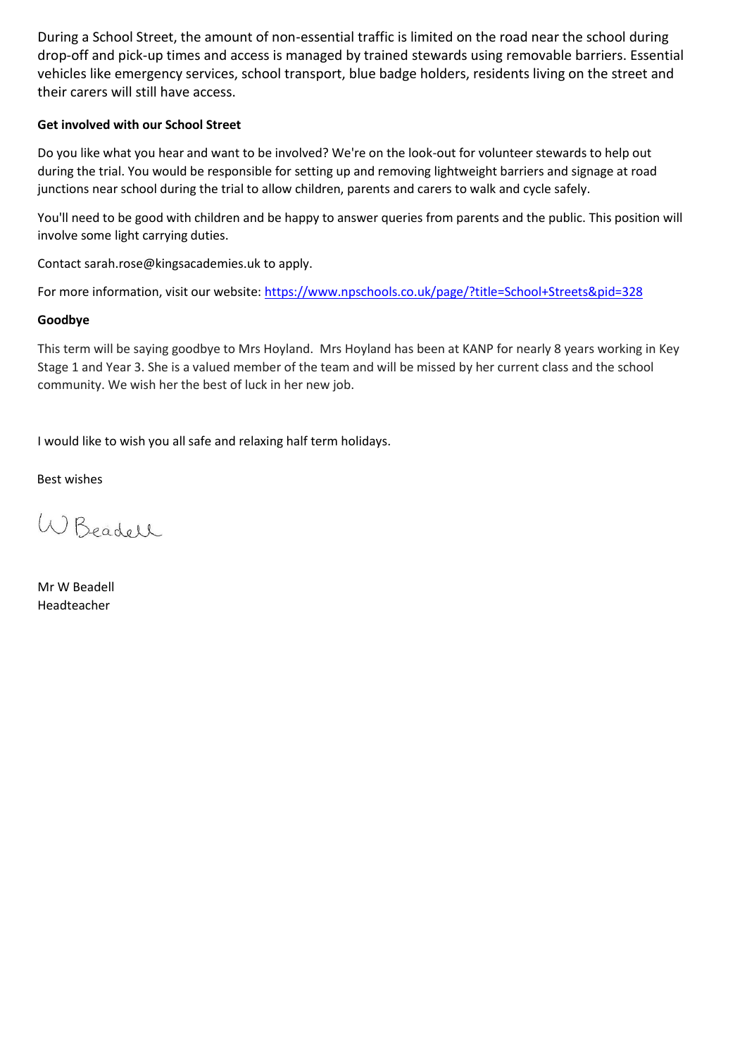During a School Street, the amount of non-essential traffic is limited on the road near the school during drop-off and pick-up times and access is managed by trained stewards using removable barriers. Essential vehicles like emergency services, school transport, blue badge holders, residents living on the street and their carers will still have access.

**Get involved with our School Street**

Do you like what you hear and want to be involved? We're on the look-out for volunteer stewards to help out during the trial. You would be responsible for setting up and removing lightweight barriers and signage at road junctions near school during the trial to allow children, parents and carers to walk and cycle safely.

You'll need to be good with children and be happy to answer queries from parents and the public. This position will involve some light carrying duties.

Contact sarah.rose@kingsacademies.uk to apply.

For more information, visit our website: https://www.npschools.co.uk/page/?title=School+Streets&pid=328

**Goodbye**

This term will be saying goodbye to Mrs Hoyland. Mrs Hoyland has been at KANP for nearly 8 years working in Key Stage 1 and Year 3. She is a valued member of the team and will be missed by her current class and the school community. We wish her the best of luck in her new job.

I would like to wish you all safe and relaxing half term holidays.

Best wishes

W Beadell

Mr W Beadell
Headteacher